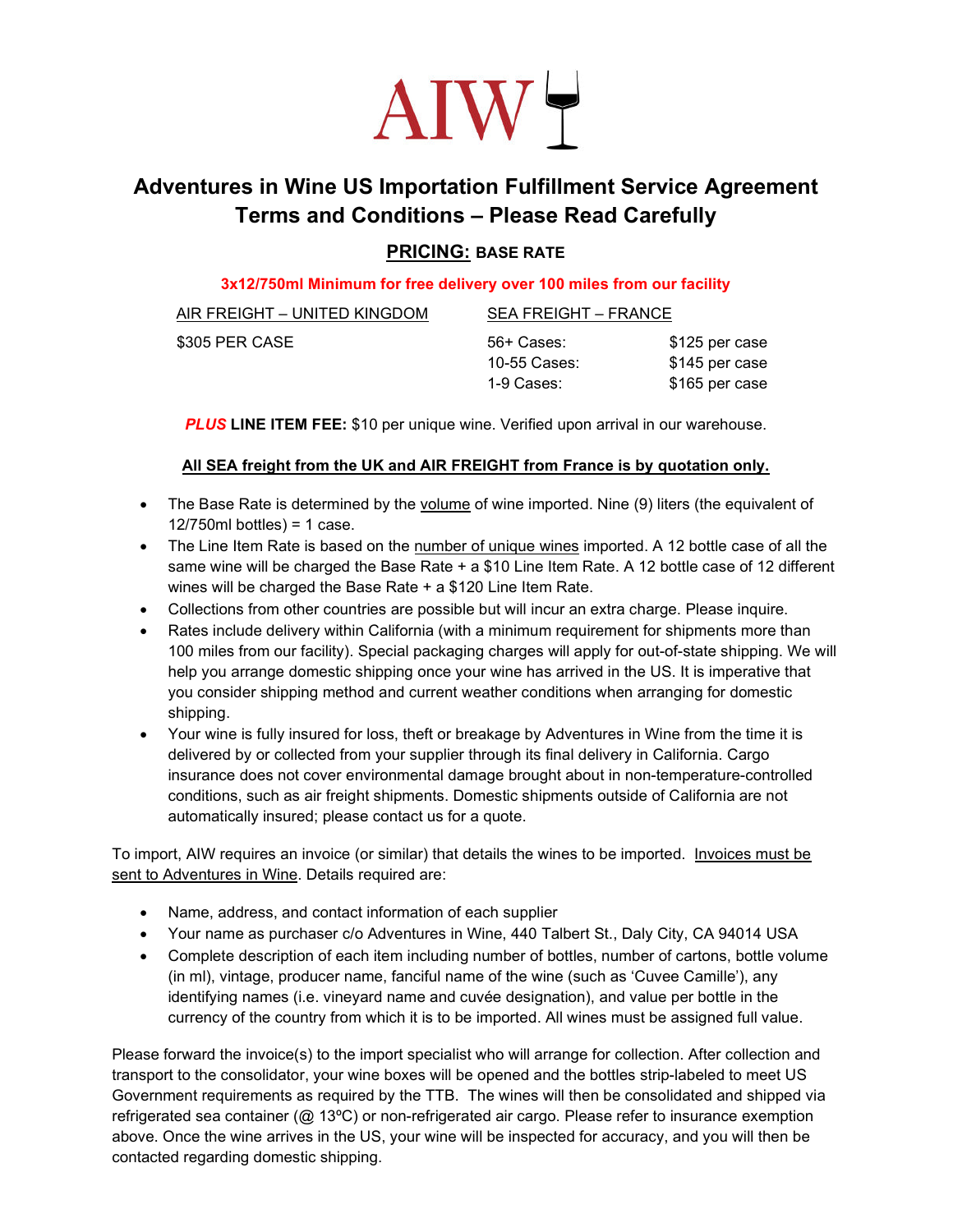# AIW

## Adventures in Wine US Importation Fulfillment Service Agreement Terms and Conditions – Please Read Carefully

### PRICING: BASE RATE

**3x12/750ml Minimum for free delivery over 100 miles from our facility**

| AIR FREIGHT – UNITED KINGDOM | SEA FREIGHT – FRANCE | |
|---|---|---|
| $305 PER CASE | 56+ Cases: | $125 per case |
| | 10-55 Cases: | $145 per case |
| | 1-9 Cases: | $165 per case |

***PLUS*** **LINE ITEM FEE:** $10 per unique wine. Verified upon arrival in our warehouse.

**All SEA freight from the UK and AIR FREIGHT from France is by quotation only.**

- The Base Rate is determined by the volume of wine imported. Nine (9) liters (the equivalent of 12/750ml bottles) = 1 case.
- The Line Item Rate is based on the number of unique wines imported. A 12 bottle case of all the same wine will be charged the Base Rate + a $10 Line Item Rate. A 12 bottle case of 12 different wines will be charged the Base Rate + a $120 Line Item Rate.
- Collections from other countries are possible but will incur an extra charge. Please inquire.
- Rates include delivery within California (with a minimum requirement for shipments more than 100 miles from our facility). Special packaging charges will apply for out-of-state shipping. We will help you arrange domestic shipping once your wine has arrived in the US. It is imperative that you consider shipping method and current weather conditions when arranging for domestic shipping.
- Your wine is fully insured for loss, theft or breakage by Adventures in Wine from the time it is delivered by or collected from your supplier through its final delivery in California. Cargo insurance does not cover environmental damage brought about in non-temperature-controlled conditions, such as air freight shipments. Domestic shipments outside of California are not automatically insured; please contact us for a quote.

To import, AIW requires an invoice (or similar) that details the wines to be imported. Invoices must be sent to Adventures in Wine. Details required are:

- Name, address, and contact information of each supplier
- Your name as purchaser c/o Adventures in Wine, 440 Talbert St., Daly City, CA 94014 USA
- Complete description of each item including number of bottles, number of cartons, bottle volume (in ml), vintage, producer name, fanciful name of the wine (such as 'Cuvee Camille'), any identifying names (i.e. vineyard name and cuvée designation), and value per bottle in the currency of the country from which it is to be imported. All wines must be assigned full value.

Please forward the invoice(s) to the import specialist who will arrange for collection. After collection and transport to the consolidator, your wine boxes will be opened and the bottles strip-labeled to meet US Government requirements as required by the TTB. The wines will then be consolidated and shipped via refrigerated sea container (@ 13ºC) or non-refrigerated air cargo. Please refer to insurance exemption above. Once the wine arrives in the US, your wine will be inspected for accuracy, and you will then be contacted regarding domestic shipping.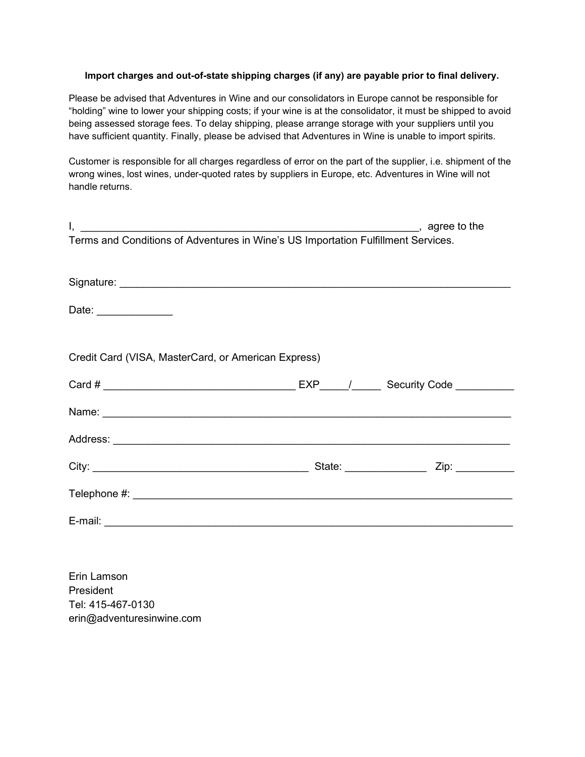**Import charges and out-of-state shipping charges (if any) are payable prior to final delivery.**

Please be advised that Adventures in Wine and our consolidators in Europe cannot be responsible for "holding" wine to lower your shipping costs; if your wine is at the consolidator, it must be shipped to avoid being assessed storage fees. To delay shipping, please arrange storage with your suppliers until you have sufficient quantity. Finally, please be advised that Adventures in Wine is unable to import spirits.

Customer is responsible for all charges regardless of error on the part of the supplier, i.e. shipment of the wrong wines, lost wines, under-quoted rates by suppliers in Europe, etc. Adventures in Wine will not handle returns.

I, ____________________________________________________________, agree to the Terms and Conditions of Adventures in Wine's US Importation Fulfillment Services.

Signature: ______________________________________________________________________

Date: _____________

Credit Card (VISA, MasterCard, or American Express)

Card # _________________________________ EXP_____/_____ Security Code __________

Name: _________________________________________________________________________

Address: _______________________________________________________________________

City: _____________________________________ State: ______________ Zip: __________

Telephone #: ____________________________________________________________________

E-mail: _________________________________________________________________________

Erin Lamson
President
Tel: 415-467-0130
erin@adventuresinwine.com